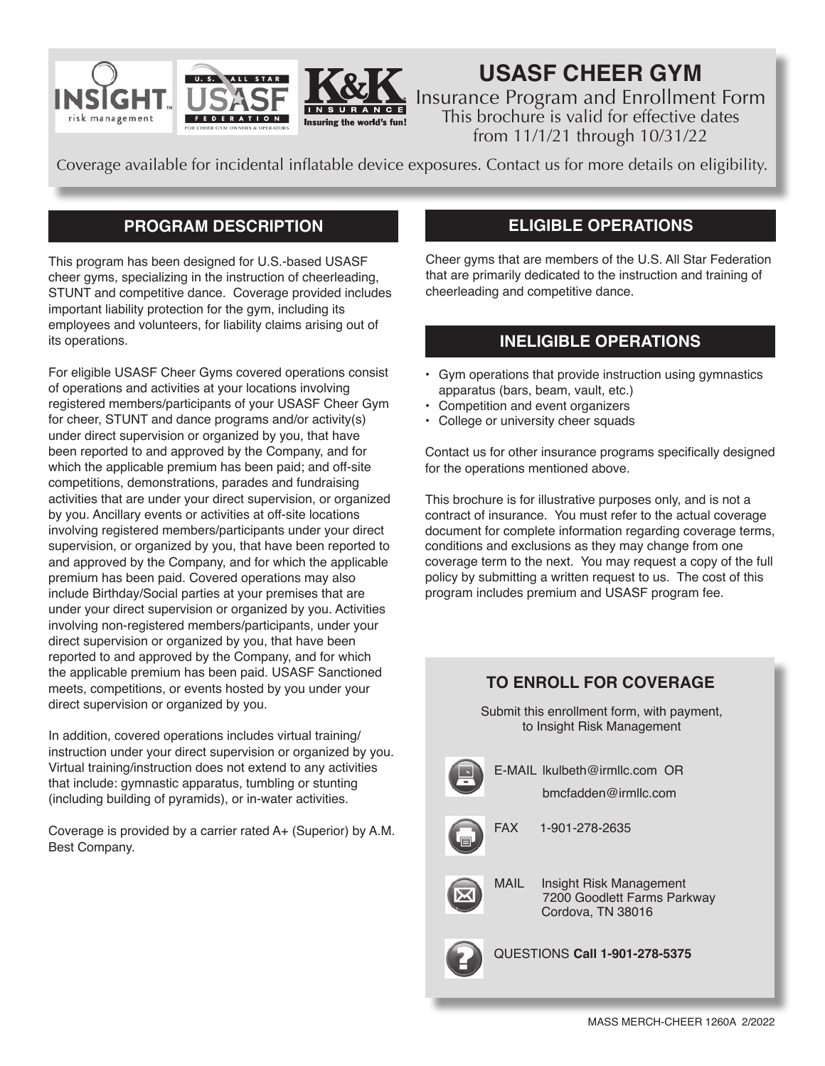# USASF CHEER GYM

Insurance Program and Enrollment Form

This brochure is valid for effective dates from 11/1/21 through 10/31/22

Coverage available for incidental inflatable device exposures. Contact us for more details on eligibility.

## PROGRAM DESCRIPTION

This program has been designed for U.S.-based USASF cheer gyms, specializing in the instruction of cheerleading, STUNT and competitive dance. Coverage provided includes important liability protection for the gym, including its employees and volunteers, for liability claims arising out of its operations.

For eligible USASF Cheer Gyms covered operations consist of operations and activities at your locations involving registered members/participants of your USASF Cheer Gym for cheer, STUNT and dance programs and/or activity(s) under direct supervision or organized by you, that have been reported to and approved by the Company, and for which the applicable premium has been paid; and off-site competitions, demonstrations, parades and fundraising activities that are under your direct supervision, or organized by you. Ancillary events or activities at off-site locations involving registered members/participants under your direct supervision, or organized by you, that have been reported to and approved by the Company, and for which the applicable premium has been paid. Covered operations may also include Birthday/Social parties at your premises that are under your direct supervision or organized by you. Activities involving non-registered members/participants, under your direct supervision or organized by you, that have been reported to and approved by the Company, and for which the applicable premium has been paid. USASF Sanctioned meets, competitions, or events hosted by you under your direct supervision or organized by you.

In addition, covered operations includes virtual training/instruction under your direct supervision or organized by you. Virtual training/instruction does not extend to any activities that include: gymnastic apparatus, tumbling or stunting (including building of pyramids), or in-water activities.

Coverage is provided by a carrier rated A+ (Superior) by A.M. Best Company.

## ELIGIBLE OPERATIONS

Cheer gyms that are members of the U.S. All Star Federation that are primarily dedicated to the instruction and training of cheerleading and competitive dance.

## INELIGIBLE OPERATIONS

- Gym operations that provide instruction using gymnastics apparatus (bars, beam, vault, etc.)
- Competition and event organizers
- College or university cheer squads

Contact us for other insurance programs specifically designed for the operations mentioned above.

This brochure is for illustrative purposes only, and is not a contract of insurance. You must refer to the actual coverage document for complete information regarding coverage terms, conditions and exclusions as they may change from one coverage term to the next. You may request a copy of the full policy by submitting a written request to us. The cost of this program includes premium and USASF program fee.

## TO ENROLL FOR COVERAGE

Submit this enrollment form, with payment, to Insight Risk Management

E-MAIL lkulbeth@irmllc.com OR bmcfadden@irmllc.com

FAX 1-901-278-2635

MAIL Insight Risk Management
7200 Goodlett Farms Parkway
Cordova, TN 38016

QUESTIONS **Call 1-901-278-5375**

MASS MERCH-CHEER 1260A 2/2022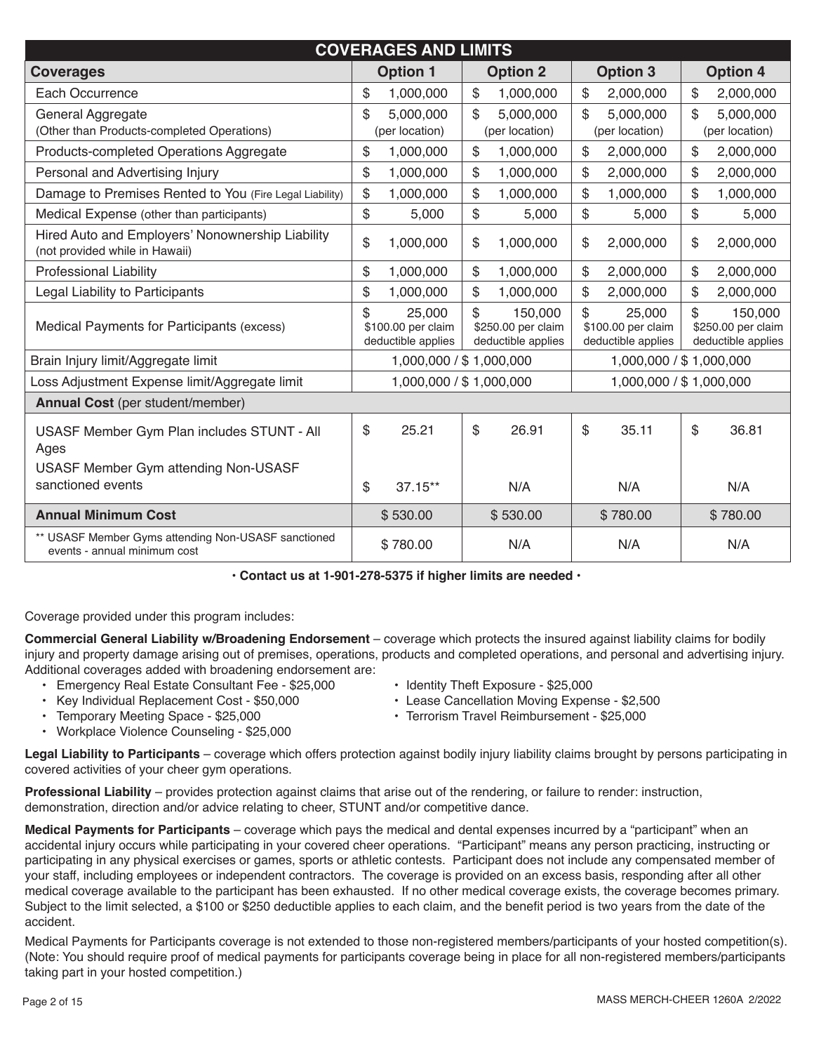| COVERAGES AND LIMITS | | | | |
|---|---|---|---|---|
| **Coverages** | **Option 1** | **Option 2** | **Option 3** | **Option 4** |
| Each Occurrence | $ 1,000,000 | $ 1,000,000 | $ 2,000,000 | $ 2,000,000 |
| General Aggregate (Other than Products-completed Operations) | $ 5,000,000 (per location) | $ 5,000,000 (per location) | $ 5,000,000 (per location) | $ 5,000,000 (per location) |
| Products-completed Operations Aggregate | $ 1,000,000 | $ 1,000,000 | $ 2,000,000 | $ 2,000,000 |
| Personal and Advertising Injury | $ 1,000,000 | $ 1,000,000 | $ 2,000,000 | $ 2,000,000 |
| Damage to Premises Rented to You (Fire Legal Liability) | $ 1,000,000 | $ 1,000,000 | $ 1,000,000 | $ 1,000,000 |
| Medical Expense (other than participants) | $ 5,000 | $ 5,000 | $ 5,000 | $ 5,000 |
| Hired Auto and Employers' Nonownership Liability (not provided while in Hawaii) | $ 1,000,000 | $ 1,000,000 | $ 2,000,000 | $ 2,000,000 |
| Professional Liability | $ 1,000,000 | $ 1,000,000 | $ 2,000,000 | $ 2,000,000 |
| Legal Liability to Participants | $ 1,000,000 | $ 1,000,000 | $ 2,000,000 | $ 2,000,000 |
| Medical Payments for Participants (excess) | $ 25,000 $100.00 per claim deductible applies | $ 150,000 $250.00 per claim deductible applies | $ 25,000 $100.00 per claim deductible applies | $ 150,000 $250.00 per claim deductible applies |
| Brain Injury limit/Aggregate limit | 1,000,000 / $ 1,000,000 | | 1,000,000 / $ 1,000,000 | |
| Loss Adjustment Expense limit/Aggregate limit | 1,000,000 / $ 1,000,000 | | 1,000,000 / $ 1,000,000 | |
| **Annual Cost** (per student/member) | | | | |
| USASF Member Gym Plan includes STUNT - All Ages | $ 25.21 | $ 26.91 | $ 35.11 | $ 36.81 |
| USASF Member Gym attending Non-USASF sanctioned events | $ 37.15** | N/A | N/A | N/A |
| **Annual Minimum Cost** | $ 530.00 | $ 530.00 | $ 780.00 | $ 780.00 |
| ** USASF Member Gyms attending Non-USASF sanctioned events - annual minimum cost | $ 780.00 | N/A | N/A | N/A |

**• Contact us at 1-901-278-5375 if higher limits are needed •**

Coverage provided under this program includes:

**Commercial General Liability w/Broadening Endorsement** – coverage which protects the insured against liability claims for bodily injury and property damage arising out of premises, operations, products and completed operations, and personal and advertising injury. Additional coverages added with broadening endorsement are:

- Emergency Real Estate Consultant Fee - $25,000
- Key Individual Replacement Cost - $50,000
- Temporary Meeting Space - $25,000
- Workplace Violence Counseling - $25,000
- Identity Theft Exposure - $25,000
- Lease Cancellation Moving Expense - $2,500
- Terrorism Travel Reimbursement - $25,000

**Legal Liability to Participants** – coverage which offers protection against bodily injury liability claims brought by persons participating in covered activities of your cheer gym operations.

**Professional Liability** – provides protection against claims that arise out of the rendering, or failure to render: instruction, demonstration, direction and/or advice relating to cheer, STUNT and/or competitive dance.

**Medical Payments for Participants** – coverage which pays the medical and dental expenses incurred by a "participant" when an accidental injury occurs while participating in your covered cheer operations. "Participant" means any person practicing, instructing or participating in any physical exercises or games, sports or athletic contests. Participant does not include any compensated member of your staff, including employees or independent contractors. The coverage is provided on an excess basis, responding after all other medical coverage available to the participant has been exhausted. If no other medical coverage exists, the coverage becomes primary. Subject to the limit selected, a $100 or $250 deductible applies to each claim, and the benefit period is two years from the date of the accident.

Medical Payments for Participants coverage is not extended to those non-registered members/participants of your hosted competition(s). (Note: You should require proof of medical payments for participants coverage being in place for all non-registered members/participants taking part in your hosted competition.)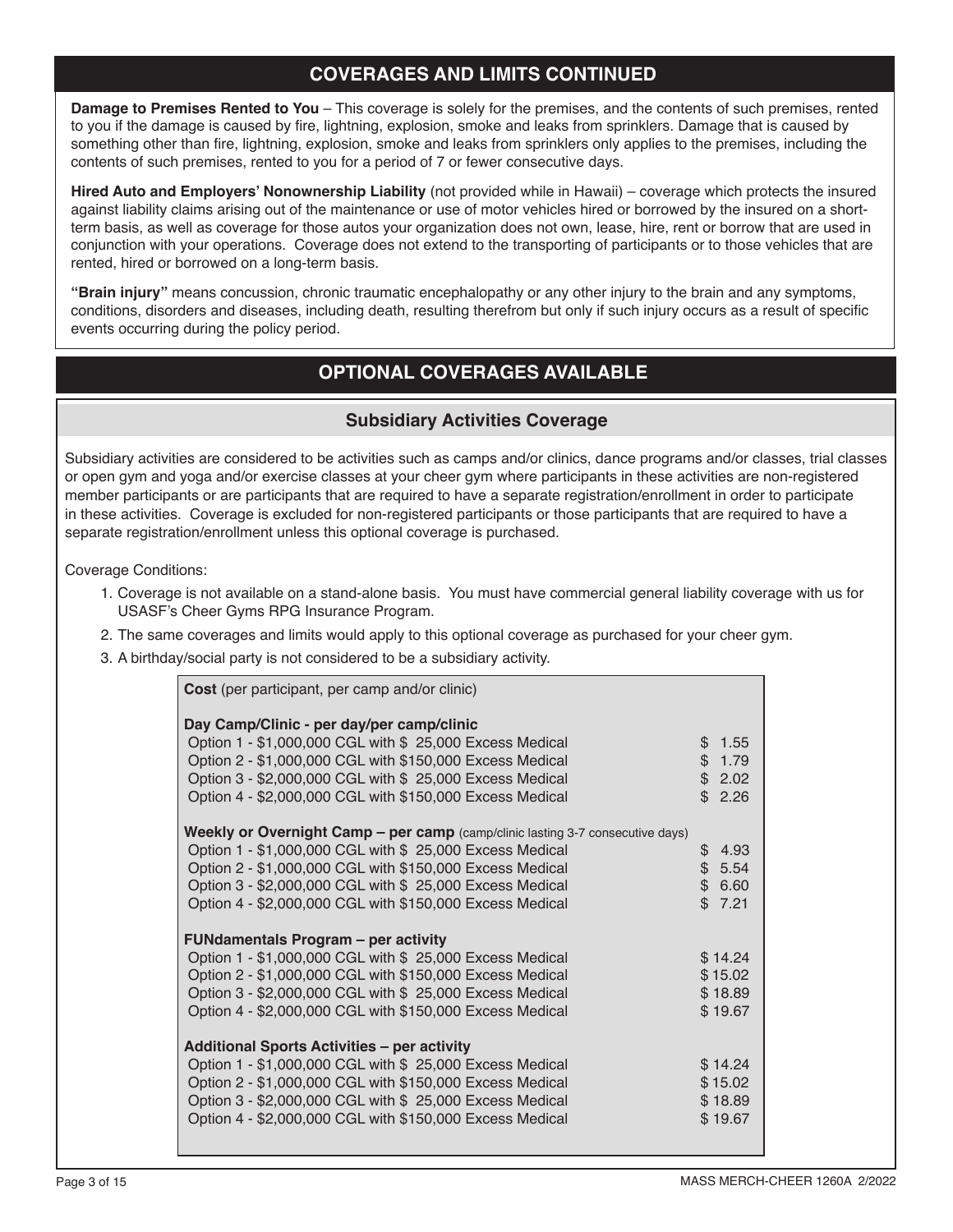## COVERAGES AND LIMITS CONTINUED

**Damage to Premises Rented to You** – This coverage is solely for the premises, and the contents of such premises, rented to you if the damage is caused by fire, lightning, explosion, smoke and leaks from sprinklers. Damage that is caused by something other than fire, lightning, explosion, smoke and leaks from sprinklers only applies to the premises, including the contents of such premises, rented to you for a period of 7 or fewer consecutive days.

**Hired Auto and Employers' Nonownership Liability** (not provided while in Hawaii) – coverage which protects the insured against liability claims arising out of the maintenance or use of motor vehicles hired or borrowed by the insured on a short-term basis, as well as coverage for those autos your organization does not own, lease, hire, rent or borrow that are used in conjunction with your operations. Coverage does not extend to the transporting of participants or to those vehicles that are rented, hired or borrowed on a long-term basis.

**"Brain injury"** means concussion, chronic traumatic encephalopathy or any other injury to the brain and any symptoms, conditions, disorders and diseases, including death, resulting therefrom but only if such injury occurs as a result of specific events occurring during the policy period.

## OPTIONAL COVERAGES AVAILABLE

### Subsidiary Activities Coverage

Subsidiary activities are considered to be activities such as camps and/or clinics, dance programs and/or classes, trial classes or open gym and yoga and/or exercise classes at your cheer gym where participants in these activities are non-registered member participants or are participants that are required to have a separate registration/enrollment in order to participate in these activities. Coverage is excluded for non-registered participants or those participants that are required to have a separate registration/enrollment unless this optional coverage is purchased.

Coverage Conditions:

1. Coverage is not available on a stand-alone basis. You must have commercial general liability coverage with us for USASF's Cheer Gyms RPG Insurance Program.
2. The same coverages and limits would apply to this optional coverage as purchased for your cheer gym.
3. A birthday/social party is not considered to be a subsidiary activity.

| **Cost** (per participant, per camp and/or clinic) | |
|---|---|
| **Day Camp/Clinic - per day/per camp/clinic** | |
| Option 1 - $1,000,000 CGL with $ 25,000 Excess Medical | $ 1.55 |
| Option 2 - $1,000,000 CGL with $150,000 Excess Medical | $ 1.79 |
| Option 3 - $2,000,000 CGL with $ 25,000 Excess Medical | $ 2.02 |
| Option 4 - $2,000,000 CGL with $150,000 Excess Medical | $ 2.26 |
| **Weekly or Overnight Camp – per camp** (camp/clinic lasting 3-7 consecutive days) | |
| Option 1 - $1,000,000 CGL with $ 25,000 Excess Medical | $ 4.93 |
| Option 2 - $1,000,000 CGL with $150,000 Excess Medical | $ 5.54 |
| Option 3 - $2,000,000 CGL with $ 25,000 Excess Medical | $ 6.60 |
| Option 4 - $2,000,000 CGL with $150,000 Excess Medical | $ 7.21 |
| **FUNdamentals Program – per activity** | |
| Option 1 - $1,000,000 CGL with $ 25,000 Excess Medical | $ 14.24 |
| Option 2 - $1,000,000 CGL with $150,000 Excess Medical | $ 15.02 |
| Option 3 - $2,000,000 CGL with $ 25,000 Excess Medical | $ 18.89 |
| Option 4 - $2,000,000 CGL with $150,000 Excess Medical | $ 19.67 |
| **Additional Sports Activities – per activity** | |
| Option 1 - $1,000,000 CGL with $ 25,000 Excess Medical | $ 14.24 |
| Option 2 - $1,000,000 CGL with $150,000 Excess Medical | $ 15.02 |
| Option 3 - $2,000,000 CGL with $ 25,000 Excess Medical | $ 18.89 |
| Option 4 - $2,000,000 CGL with $150,000 Excess Medical | $ 19.67 |

MASS MERCH-CHEER 1260A 2/2022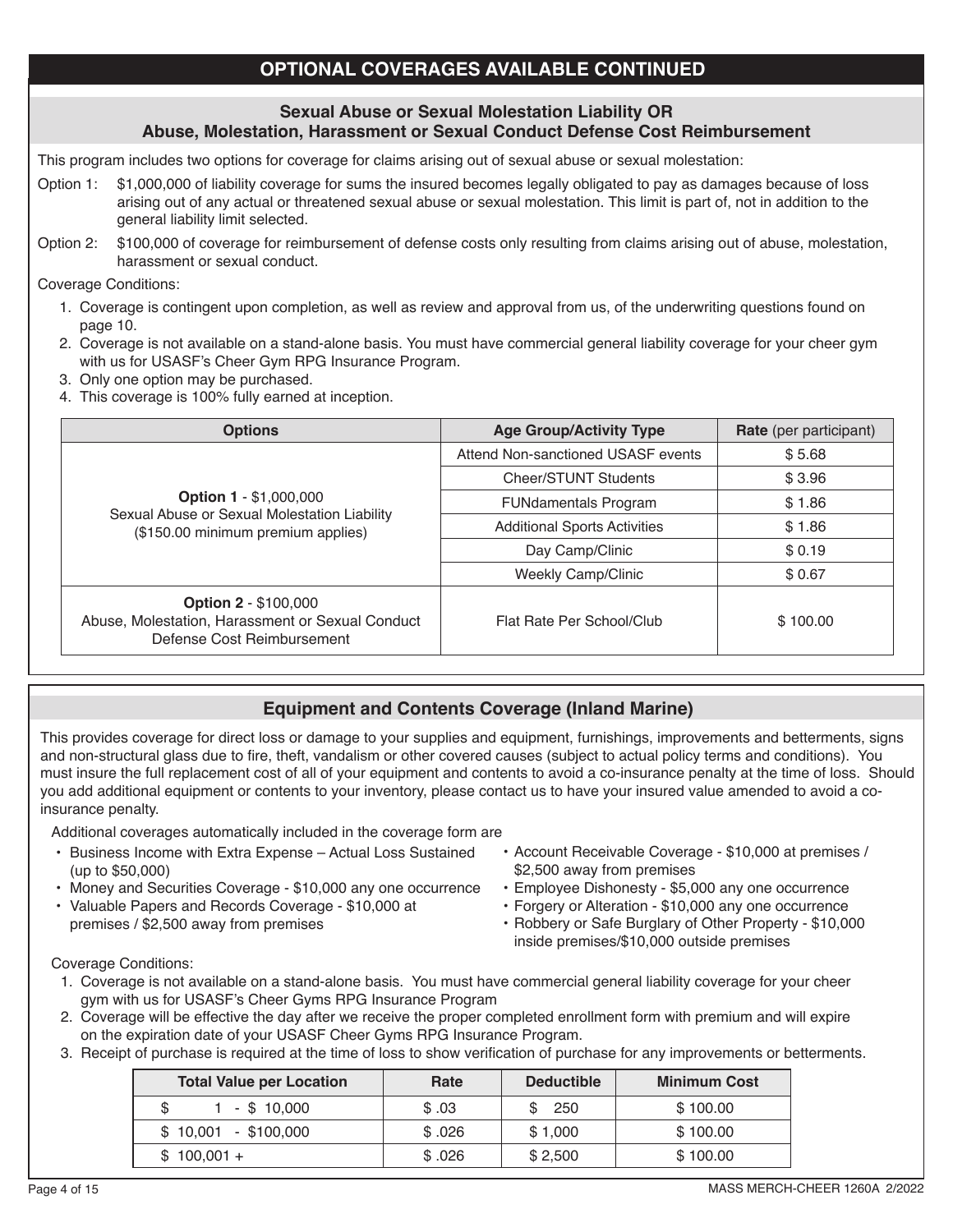# OPTIONAL COVERAGES AVAILABLE CONTINUED

## Sexual Abuse or Sexual Molestation Liability OR Abuse, Molestation, Harassment or Sexual Conduct Defense Cost Reimbursement

This program includes two options for coverage for claims arising out of sexual abuse or sexual molestation:

Option 1: $1,000,000 of liability coverage for sums the insured becomes legally obligated to pay as damages because of loss arising out of any actual or threatened sexual abuse or sexual molestation. This limit is part of, not in addition to the general liability limit selected.

Option 2: $100,000 of coverage for reimbursement of defense costs only resulting from claims arising out of abuse, molestation, harassment or sexual conduct.

Coverage Conditions:

1. Coverage is contingent upon completion, as well as review and approval from us, of the underwriting questions found on page 10.
2. Coverage is not available on a stand-alone basis. You must have commercial general liability coverage for your cheer gym with us for USASF's Cheer Gym RPG Insurance Program.
3. Only one option may be purchased.
4. This coverage is 100% fully earned at inception.

| Options | Age Group/Activity Type | **Rate** (per participant) |
|---|---|---|
| **Option 1** - $1,000,000 Sexual Abuse or Sexual Molestation Liability ($150.00 minimum premium applies) | Attend Non-sanctioned USASF events | $ 5.68 |
| | Cheer/STUNT Students | $ 3.96 |
| | FUNdamentals Program | $ 1.86 |
| | Additional Sports Activities | $ 1.86 |
| | Day Camp/Clinic | $ 0.19 |
| | Weekly Camp/Clinic | $ 0.67 |
| **Option 2** - $100,000 Abuse, Molestation, Harassment or Sexual Conduct Defense Cost Reimbursement | Flat Rate Per School/Club | $ 100.00 |

## Equipment and Contents Coverage (Inland Marine)

This provides coverage for direct loss or damage to your supplies and equipment, furnishings, improvements and betterments, signs and non-structural glass due to fire, theft, vandalism or other covered causes (subject to actual policy terms and conditions). You must insure the full replacement cost of all of your equipment and contents to avoid a co-insurance penalty at the time of loss. Should you add additional equipment or contents to your inventory, please contact us to have your insured value amended to avoid a co-insurance penalty.

Additional coverages automatically included in the coverage form are

- Business Income with Extra Expense – Actual Loss Sustained (up to $50,000)
- Money and Securities Coverage - $10,000 any one occurrence
- Valuable Papers and Records Coverage - $10,000 at premises / $2,500 away from premises
- Account Receivable Coverage - $10,000 at premises / $2,500 away from premises
- Employee Dishonesty - $5,000 any one occurrence
- Forgery or Alteration - $10,000 any one occurrence
- Robbery or Safe Burglary of Other Property - $10,000 inside premises/$10,000 outside premises

Coverage Conditions:

1. Coverage is not available on a stand-alone basis. You must have commercial general liability coverage for your cheer gym with us for USASF's Cheer Gyms RPG Insurance Program
2. Coverage will be effective the day after we receive the proper completed enrollment form with premium and will expire on the expiration date of your USASF Cheer Gyms RPG Insurance Program.
3. Receipt of purchase is required at the time of loss to show verification of purchase for any improvements or betterments.

| Total Value per Location | Rate | Deductible | Minimum Cost |
|---|---|---|---|
| $ 1 - $ 10,000 | $ .03 | $ 250 | $ 100.00 |
| $ 10,001 - $100,000 | $ .026 | $ 1,000 | $ 100.00 |
| $ 100,001 + | $ .026 | $ 2,500 | $ 100.00 |

MASS MERCH-CHEER 1260A 2/2022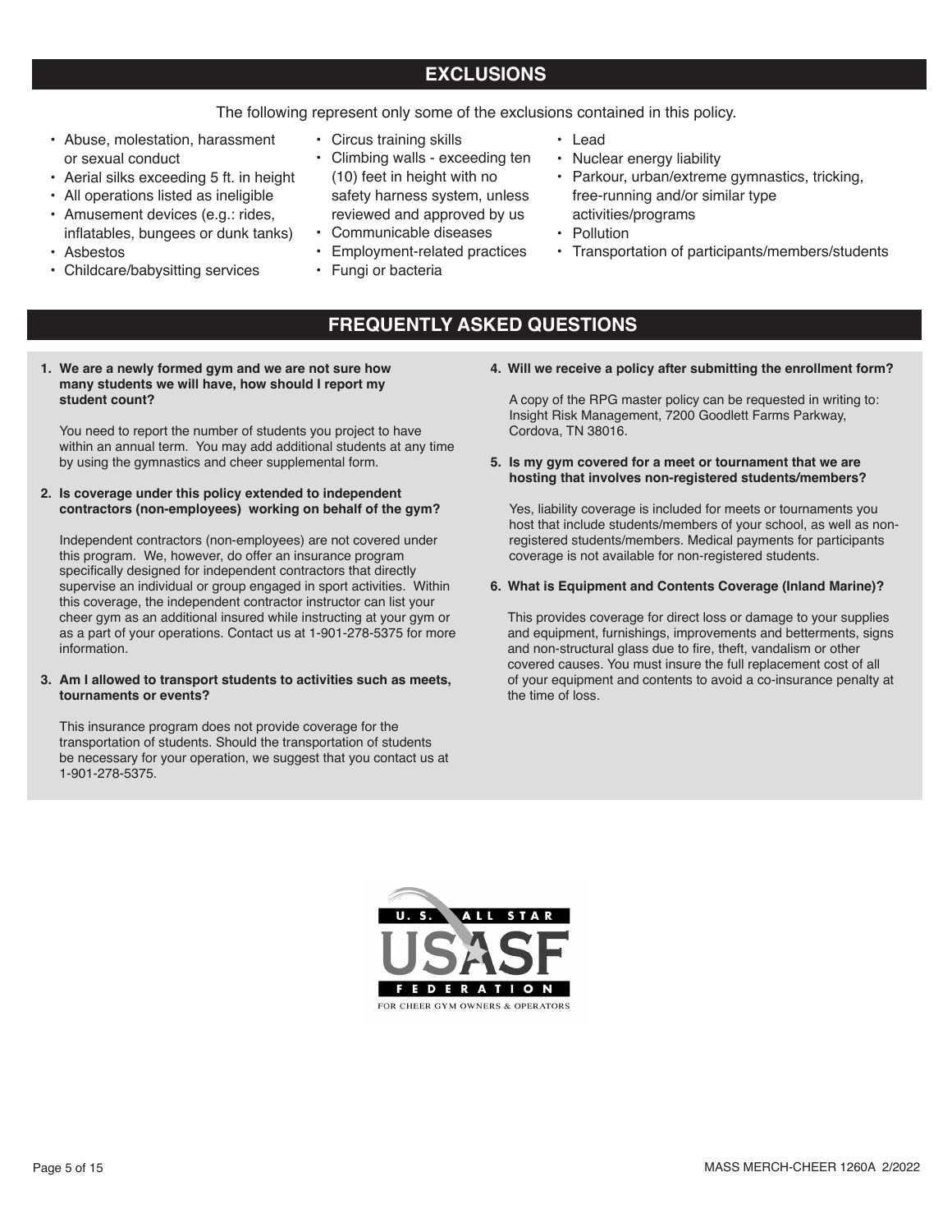## EXCLUSIONS

The following represent only some of the exclusions contained in this policy.

- Abuse, molestation, harassment or sexual conduct
- Aerial silks exceeding 5 ft. in height
- All operations listed as ineligible
- Amusement devices (e.g.: rides, inflatables, bungees or dunk tanks)
- Asbestos
- Childcare/babysitting services
- Circus training skills
- Climbing walls - exceeding ten (10) feet in height with no safety harness system, unless reviewed and approved by us
- Communicable diseases
- Employment-related practices
- Fungi or bacteria
- Lead
- Nuclear energy liability
- Parkour, urban/extreme gymnastics, tricking, free-running and/or similar type activities/programs
- Pollution
- Transportation of participants/members/students

## FREQUENTLY ASKED QUESTIONS

**1. We are a newly formed gym and we are not sure how many students we will have, how should I report my student count?**

You need to report the number of students you project to have within an annual term. You may add additional students at any time by using the gymnastics and cheer supplemental form.

**2. Is coverage under this policy extended to independent contractors (non-employees) working on behalf of the gym?**

Independent contractors (non-employees) are not covered under this program. We, however, do offer an insurance program specifically designed for independent contractors that directly supervise an individual or group engaged in sport activities. Within this coverage, the independent contractor instructor can list your cheer gym as an additional insured while instructing at your gym or as a part of your operations. Contact us at 1-901-278-5375 for more information.

**3. Am I allowed to transport students to activities such as meets, tournaments or events?**

This insurance program does not provide coverage for the transportation of students. Should the transportation of students be necessary for your operation, we suggest that you contact us at 1-901-278-5375.

**4. Will we receive a policy after submitting the enrollment form?**

A copy of the RPG master policy can be requested in writing to: Insight Risk Management, 7200 Goodlett Farms Parkway, Cordova, TN 38016.

**5. Is my gym covered for a meet or tournament that we are hosting that involves non-registered students/members?**

Yes, liability coverage is included for meets or tournaments you host that include students/members of your school, as well as non-registered students/members. Medical payments for participants coverage is not available for non-registered students.

**6. What is Equipment and Contents Coverage (Inland Marine)?**

This provides coverage for direct loss or damage to your supplies and equipment, furnishings, improvements and betterments, signs and non-structural glass due to fire, theft, vandalism or other covered causes. You must insure the full replacement cost of all of your equipment and contents to avoid a co-insurance penalty at the time of loss.

U.S. ALL STAR FEDERATION — USASF — FOR CHEER GYM OWNERS & OPERATORS

MASS MERCH-CHEER 1260A 2/2022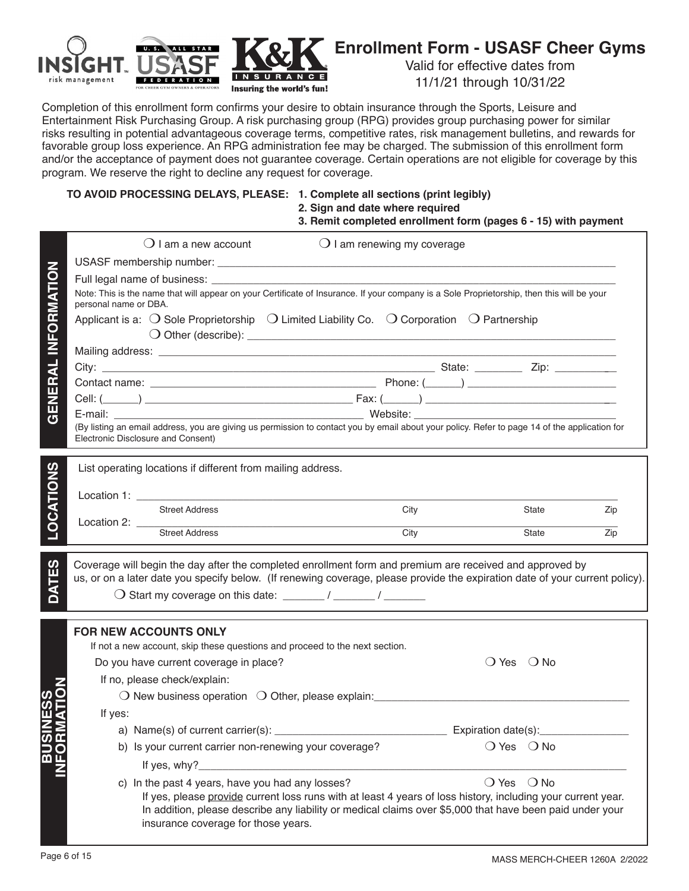# Enrollment Form - USASF Cheer Gyms

Valid for effective dates from 11/1/21 through 10/31/22

Completion of this enrollment form confirms your desire to obtain insurance through the Sports, Leisure and Entertainment Risk Purchasing Group. A risk purchasing group (RPG) provides group purchasing power for similar risks resulting in potential advantageous coverage terms, competitive rates, risk management bulletins, and rewards for favorable group loss experience. An RPG administration fee may be charged. The submission of this enrollment form and/or the acceptance of payment does not guarantee coverage. Certain operations are not eligible for coverage by this program. We reserve the right to decline any request for coverage.

**TO AVOID PROCESSING DELAYS, PLEASE:**
1. **Complete all sections (print legibly)**
2. **Sign and date where required**
3. **Remit completed enrollment form (pages 6 - 15) with payment**

## GENERAL INFORMATION

❍ I am a new account ❍ I am renewing my coverage

USASF membership number: ______________________________

Full legal name of business: ______________________________

Note: This is the name that will appear on your Certificate of Insurance. If your company is a Sole Proprietorship, then this will be your personal name or DBA.

Applicant is a: ❍ Sole Proprietorship ❍ Limited Liability Co. ❍ Corporation ❍ Partnership
❍ Other (describe): ______________________________

Mailing address: ______________________________

City: ______________________ State: ________ Zip: __________

Contact name: ______________________ Phone: (______) ______________________

Cell: (______) ______________________ Fax: (______) ______________________

E-mail: ______________________ Website: ______________________

(By listing an email address, you are giving us permission to contact you by email about your policy. Refer to page 14 of the application for Electronic Disclosure and Consent)

## LOCATIONS

List operating locations if different from mailing address.

Location 1: ______________________________
Street Address City State Zip

Location 2: ______________________________
Street Address City State Zip

## DATES

Coverage will begin the day after the completed enrollment form and premium are received and approved by us, or on a later date you specify below. (If renewing coverage, please provide the expiration date of your current policy).

❍ Start my coverage on this date: _______ / _______ / _______

## BUSINESS INFORMATION

**FOR NEW ACCOUNTS ONLY**

If not a new account, skip these questions and proceed to the next section.

Do you have current coverage in place? ❍ Yes ❍ No

If no, please check/explain:

❍ New business operation ❍ Other, please explain: ______________________________

If yes:

a) Name(s) of current carrier(s): ______________________ Expiration date(s): ______________

b) Is your current carrier non-renewing your coverage? ❍ Yes ❍ No

If yes, why? ______________________________

c) In the past 4 years, have you had any losses? ❍ Yes ❍ No

If yes, please provide current loss runs with at least 4 years of loss history, including your current year. In addition, please describe any liability or medical claims over $5,000 that have been paid under your insurance coverage for those years.

MASS MERCH-CHEER 1260A 2/2022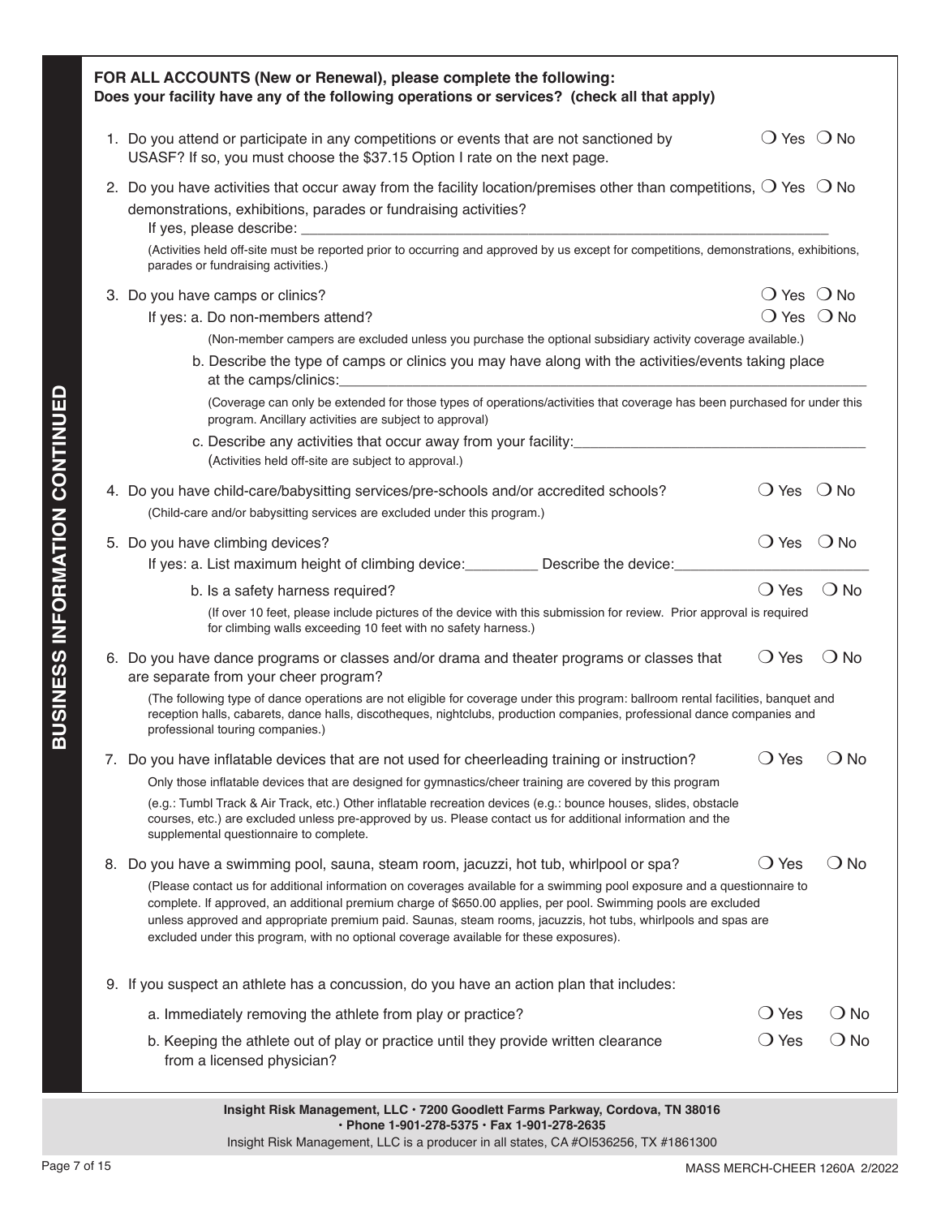**BUSINESS INFORMATION CONTINUED**

**FOR ALL ACCOUNTS (New or Renewal), please complete the following:**
**Does your facility have any of the following operations or services? (check all that apply)**

1. Do you attend or participate in any competitions or events that are not sanctioned by USASF? If so, you must choose the $37.15 Option I rate on the next page. ❍ Yes ❍ No

2. Do you have activities that occur away from the facility location/premises other than competitions, demonstrations, exhibitions, parades or fundraising activities? ❍ Yes ❍ No
   If yes, please describe: ___________________________________________
   (Activities held off-site must be reported prior to occurring and approved by us except for competitions, demonstrations, exhibitions, parades or fundraising activities.)

3. Do you have camps or clinics? ❍ Yes ❍ No
   If yes: a. Do non-members attend? ❍ Yes ❍ No
   (Non-member campers are excluded unless you purchase the optional subsidiary activity coverage available.)
   b. Describe the type of camps or clinics you may have along with the activities/events taking place at the camps/clinics:___________________________________________
   (Coverage can only be extended for those types of operations/activities that coverage has been purchased for under this program. Ancillary activities are subject to approval)
   c. Describe any activities that occur away from your facility:___________________________________________
   (Activities held off-site are subject to approval.)

4. Do you have child-care/babysitting services/pre-schools and/or accredited schools? ❍ Yes ❍ No
   (Child-care and/or babysitting services are excluded under this program.)

5. Do you have climbing devices? ❍ Yes ❍ No
   If yes: a. List maximum height of climbing device:_________ Describe the device:_______________________
   b. Is a safety harness required? ❍ Yes ❍ No
   (If over 10 feet, please include pictures of the device with this submission for review. Prior approval is required for climbing walls exceeding 10 feet with no safety harness.)

6. Do you have dance programs or classes and/or drama and theater programs or classes that are separate from your cheer program? ❍ Yes ❍ No
   (The following type of dance operations are not eligible for coverage under this program: ballroom rental facilities, banquet and reception halls, cabarets, dance halls, discotheques, nightclubs, production companies, professional dance companies and professional touring companies.)

7. Do you have inflatable devices that are not used for cheerleading training or instruction? ❍ Yes ❍ No
   Only those inflatable devices that are designed for gymnastics/cheer training are covered by this program
   (e.g.: Tumbl Track & Air Track, etc.) Other inflatable recreation devices (e.g.: bounce houses, slides, obstacle courses, etc.) are excluded unless pre-approved by us. Please contact us for additional information and the supplemental questionnaire to complete.

8. Do you have a swimming pool, sauna, steam room, jacuzzi, hot tub, whirlpool or spa? ❍ Yes ❍ No
   (Please contact us for additional information on coverages available for a swimming pool exposure and a questionnaire to complete. If approved, an additional premium charge of $650.00 applies, per pool. Swimming pools are excluded unless approved and appropriate premium paid. Saunas, steam rooms, jacuzzis, hot tubs, whirlpools and spas are excluded under this program, with no optional coverage available for these exposures).

9. If you suspect an athlete has a concussion, do you have an action plan that includes:
   a. Immediately removing the athlete from play or practice? ❍ Yes ❍ No
   b. Keeping the athlete out of play or practice until they provide written clearance from a licensed physician? ❍ Yes ❍ No

**Insight Risk Management, LLC · 7200 Goodlett Farms Parkway, Cordova, TN 38016 · Phone 1-901-278-5375 · Fax 1-901-278-2635**
Insight Risk Management, LLC is a producer in all states, CA #OI536256, TX #1861300

MASS MERCH-CHEER 1260A 2/2022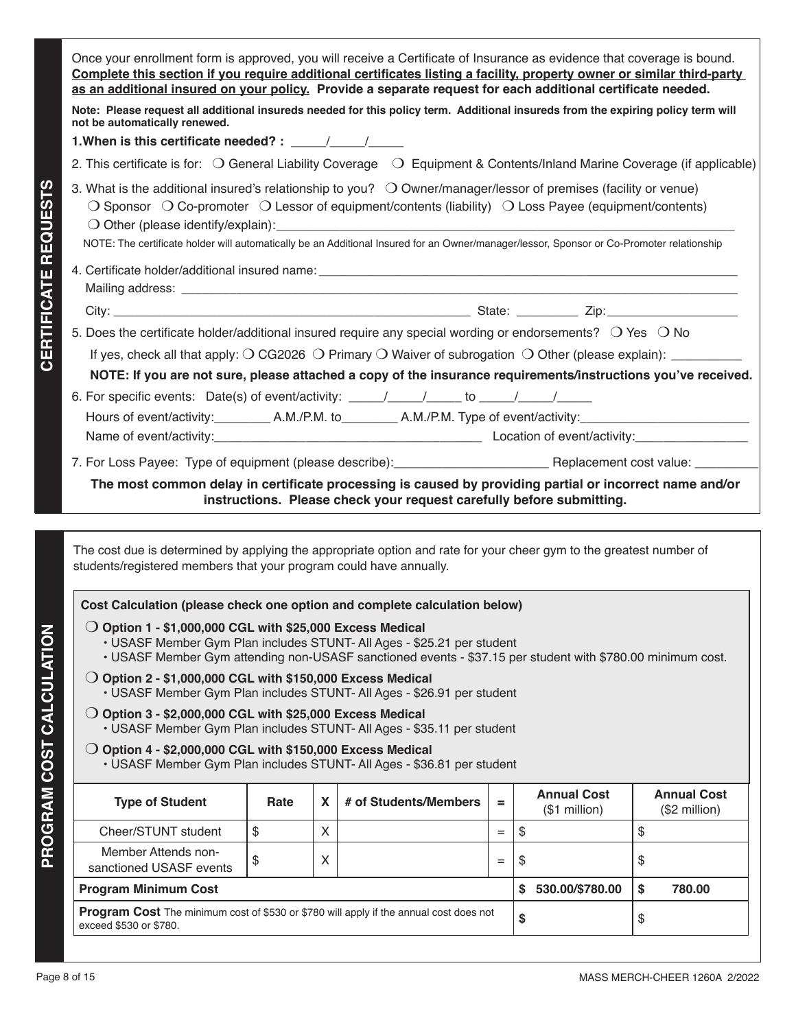## CERTIFICATE REQUESTS

Once your enrollment form is approved, you will receive a Certificate of Insurance as evidence that coverage is bound. **Complete this section if you require additional certificates listing a facility, property owner or similar third-party as an additional insured on your policy. Provide a separate request for each additional certificate needed.**

**Note: Please request all additional insureds needed for this policy term. Additional insureds from the expiring policy term will not be automatically renewed.**

**1. When is this certificate needed? :** _____/_____/_____

2. This certificate is for: ❍ General Liability Coverage ❍ Equipment & Contents/Inland Marine Coverage (if applicable)

3. What is the additional insured's relationship to you? ❍ Owner/manager/lessor of premises (facility or venue) ❍ Sponsor ❍ Co-promoter ❍ Lessor of equipment/contents (liability) ❍ Loss Payee (equipment/contents) ❍ Other (please identify/explain):_______________

NOTE: The certificate holder will automatically be an Additional Insured for an Owner/manager/lessor, Sponsor or Co-Promoter relationship

4. Certificate holder/additional insured name: _______________
Mailing address: _______________
City: _______________ State: _________ Zip: _______________

5. Does the certificate holder/additional insured require any special wording or endorsements? ❍ Yes ❍ No
If yes, check all that apply: ❍ CG2026 ❍ Primary ❍ Waiver of subrogation ❍ Other (please explain): __________

**NOTE: If you are not sure, please attached a copy of the insurance requirements/instructions you've received.**

6. For specific events: Date(s) of event/activity: _____/_____/_____ to _____/_____/_____
Hours of event/activity:________ A.M./P.M. to________ A.M./P.M. Type of event/activity:_______________
Name of event/activity:_______________ Location of event/activity:_______________

7. For Loss Payee: Type of equipment (please describe):_______________ Replacement cost value: _________

**The most common delay in certificate processing is caused by providing partial or incorrect name and/or instructions. Please check your request carefully before submitting.**

## PROGRAM COST CALCULATION

The cost due is determined by applying the appropriate option and rate for your cheer gym to the greatest number of students/registered members that your program could have annually.

**Cost Calculation (please check one option and complete calculation below)**

❍ **Option 1 - $1,000,000 CGL with $25,000 Excess Medical**
- USASF Member Gym Plan includes STUNT- All Ages - $25.21 per student
- USASF Member Gym attending non-USASF sanctioned events - $37.15 per student with $780.00 minimum cost.

❍ **Option 2 - $1,000,000 CGL with $150,000 Excess Medical**
- USASF Member Gym Plan includes STUNT- All Ages - $26.91 per student

❍ **Option 3 - $2,000,000 CGL with $25,000 Excess Medical**
- USASF Member Gym Plan includes STUNT- All Ages - $35.11 per student

❍ **Option 4 - $2,000,000 CGL with $150,000 Excess Medical**
- USASF Member Gym Plan includes STUNT- All Ages - $36.81 per student

| Type of Student | Rate | X | # of Students/Members | = | Annual Cost ($1 million) | Annual Cost ($2 million) |
|---|---|---|---|---|---|---|
| Cheer/STUNT student | $ | X | | = | $ | $ |
| Member Attends non-sanctioned USASF events | $ | X | | = | $ | $ |
| **Program Minimum Cost** | | | | | **$ 530.00/$780.00** | **$ 780.00** |
| **Program Cost** The minimum cost of $530 or $780 will apply if the annual cost does not exceed $530 or $780. | | | | | **$** | $ |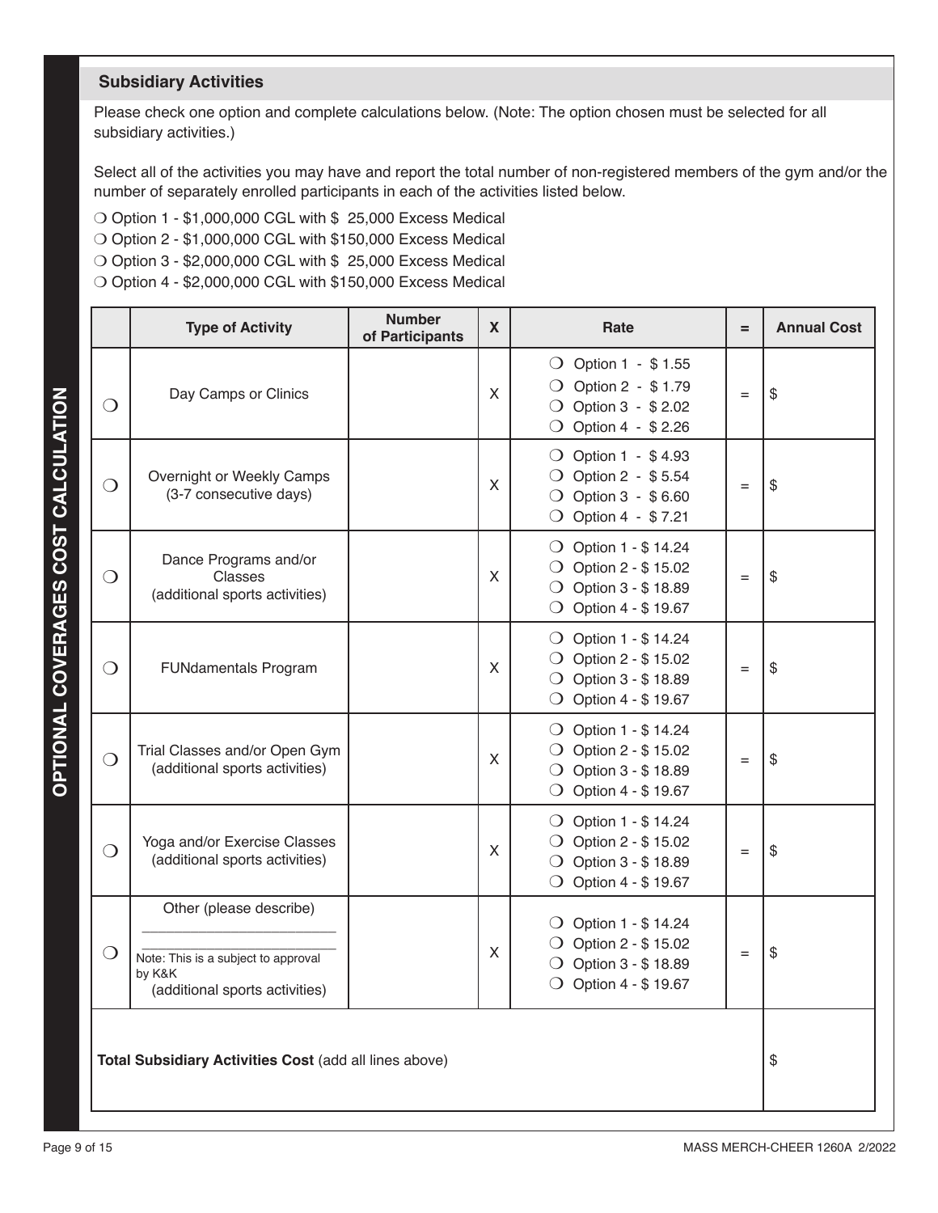## Subsidiary Activities

Please check one option and complete calculations below. (Note: The option chosen must be selected for all subsidiary activities.)

Select all of the activities you may have and report the total number of non-registered members of the gym and/or the number of separately enrolled participants in each of the activities listed below.

❍ Option 1 - $1,000,000 CGL with $ 25,000 Excess Medical
❍ Option 2 - $1,000,000 CGL with $150,000 Excess Medical
❍ Option 3 - $2,000,000 CGL with $ 25,000 Excess Medical
❍ Option 4 - $2,000,000 CGL with $150,000 Excess Medical

| | Type of Activity | Number of Participants | X | Rate | = | Annual Cost |
|---|---|---|---|---|---|---|
| ❍ | Day Camps or Clinics | | X | ❍ Option 1 - $ 1.55<br>❍ Option 2 - $ 1.79<br>❍ Option 3 - $ 2.02<br>❍ Option 4 - $ 2.26 | = | $ |
| ❍ | Overnight or Weekly Camps (3-7 consecutive days) | | X | ❍ Option 1 - $ 4.93<br>❍ Option 2 - $ 5.54<br>❍ Option 3 - $ 6.60<br>❍ Option 4 - $ 7.21 | = | $ |
| ❍ | Dance Programs and/or Classes (additional sports activities) | | X | ❍ Option 1 - $ 14.24<br>❍ Option 2 - $ 15.02<br>❍ Option 3 - $ 18.89<br>❍ Option 4 - $ 19.67 | = | $ |
| ❍ | FUNdamentals Program | | X | ❍ Option 1 - $ 14.24<br>❍ Option 2 - $ 15.02<br>❍ Option 3 - $ 18.89<br>❍ Option 4 - $ 19.67 | = | $ |
| ❍ | Trial Classes and/or Open Gym (additional sports activities) | | X | ❍ Option 1 - $ 14.24<br>❍ Option 2 - $ 15.02<br>❍ Option 3 - $ 18.89<br>❍ Option 4 - $ 19.67 | = | $ |
| ❍ | Yoga and/or Exercise Classes (additional sports activities) | | X | ❍ Option 1 - $ 14.24<br>❍ Option 2 - $ 15.02<br>❍ Option 3 - $ 18.89<br>❍ Option 4 - $ 19.67 | = | $ |
| ❍ | Other (please describe)<br>________________________<br>________________________<br>Note: This is a subject to approval by K&K<br>(additional sports activities) | | X | ❍ Option 1 - $ 14.24<br>❍ Option 2 - $ 15.02<br>❍ Option 3 - $ 18.89<br>❍ Option 4 - $ 19.67 | = | $ |
| **Total Subsidiary Activities Cost** (add all lines above) | | | | | | $ |

OPTIONAL COVERAGES COST CALCULATION

MASS MERCH-CHEER 1260A 2/2022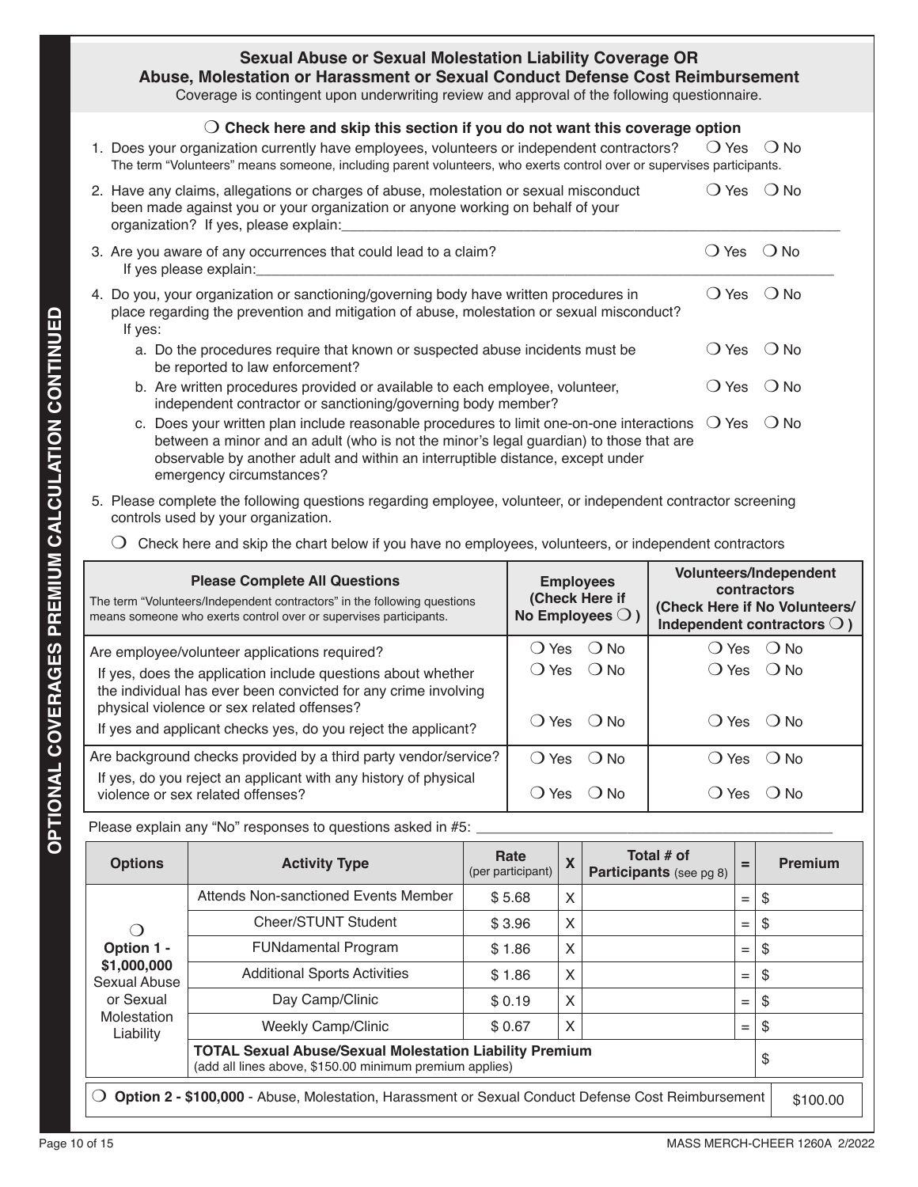## Sexual Abuse or Sexual Molestation Liability Coverage OR Abuse, Molestation or Harassment or Sexual Conduct Defense Cost Reimbursement

Coverage is contingent upon underwriting review and approval of the following questionnaire.

❍ **Check here and skip this section if you do not want this coverage option**

1. Does your organization currently have employees, volunteers or independent contractors? ❍ Yes ❍ No
   The term "Volunteers" means someone, including parent volunteers, who exerts control over or supervises participants.
2. Have any claims, allegations or charges of abuse, molestation or sexual misconduct been made against you or your organization or anyone working on behalf of your organization? If yes, please explain:________________ ❍ Yes ❍ No
3. Are you aware of any occurrences that could lead to a claim? ❍ Yes ❍ No
   If yes please explain:________________
4. Do you, your organization or sanctioning/governing body have written procedures in place regarding the prevention and mitigation of abuse, molestation or sexual misconduct? ❍ Yes ❍ No
   If yes:
   a. Do the procedures require that known or suspected abuse incidents must be be reported to law enforcement? ❍ Yes ❍ No
   b. Are written procedures provided or available to each employee, volunteer, independent contractor or sanctioning/governing body member? ❍ Yes ❍ No
   c. Does your written plan include reasonable procedures to limit one-on-one interactions between a minor and an adult (who is not the minor's legal guardian) to those that are observable by another adult and within an interruptible distance, except under emergency circumstances? ❍ Yes ❍ No
5. Please complete the following questions regarding employee, volunteer, or independent contractor screening controls used by your organization.

   ❍ Check here and skip the chart below if you have no employees, volunteers, or independent contractors

| **Please Complete All Questions**<br>The term "Volunteers/Independent contractors" in the following questions means someone who exerts control over or supervises participants. | **Employees (Check Here if No Employees ❍ )** | **Volunteers/Independent contractors (Check Here if No Volunteers/ Independent contractors ❍ )** |
|---|---|---|
| Are employee/volunteer applications required? | ❍ Yes ❍ No | ❍ Yes ❍ No |
| If yes, does the application include questions about whether the individual has ever been convicted for any crime involving physical violence or sex related offenses? | ❍ Yes ❍ No | ❍ Yes ❍ No |
| If yes and applicant checks yes, do you reject the applicant? | ❍ Yes ❍ No | ❍ Yes ❍ No |
| Are background checks provided by a third party vendor/service? | ❍ Yes ❍ No | ❍ Yes ❍ No |
| If yes, do you reject an applicant with any history of physical violence or sex related offenses? | ❍ Yes ❍ No | ❍ Yes ❍ No |

Please explain any "No" responses to questions asked in #5: ________________

| Options | Activity Type | Rate (per participant) | X | Total # of Participants (see pg 8) | = | Premium |
|---|---|---|---|---|---|---|
| ❍ **Option 1 - $1,000,000** Sexual Abuse or Sexual Molestation Liability | Attends Non-sanctioned Events Member | $ 5.68 | X | | = | $ |
| | Cheer/STUNT Student | $ 3.96 | X | | = | $ |
| | FUNdamental Program | $ 1.86 | X | | = | $ |
| | Additional Sports Activities | $ 1.86 | X | | = | $ |
| | Day Camp/Clinic | $ 0.19 | X | | = | $ |
| | Weekly Camp/Clinic | $ 0.67 | X | | = | $ |
| | **TOTAL Sexual Abuse/Sexual Molestation Liability Premium** (add all lines above, $150.00 minimum premium applies) | | | | | $ |

| ❍ **Option 2 - $100,000** - Abuse, Molestation, Harassment or Sexual Conduct Defense Cost Reimbursement | $100.00 |
|---|---|

OPTIONAL COVERAGES PREMIUM CALCULATION CONTINUED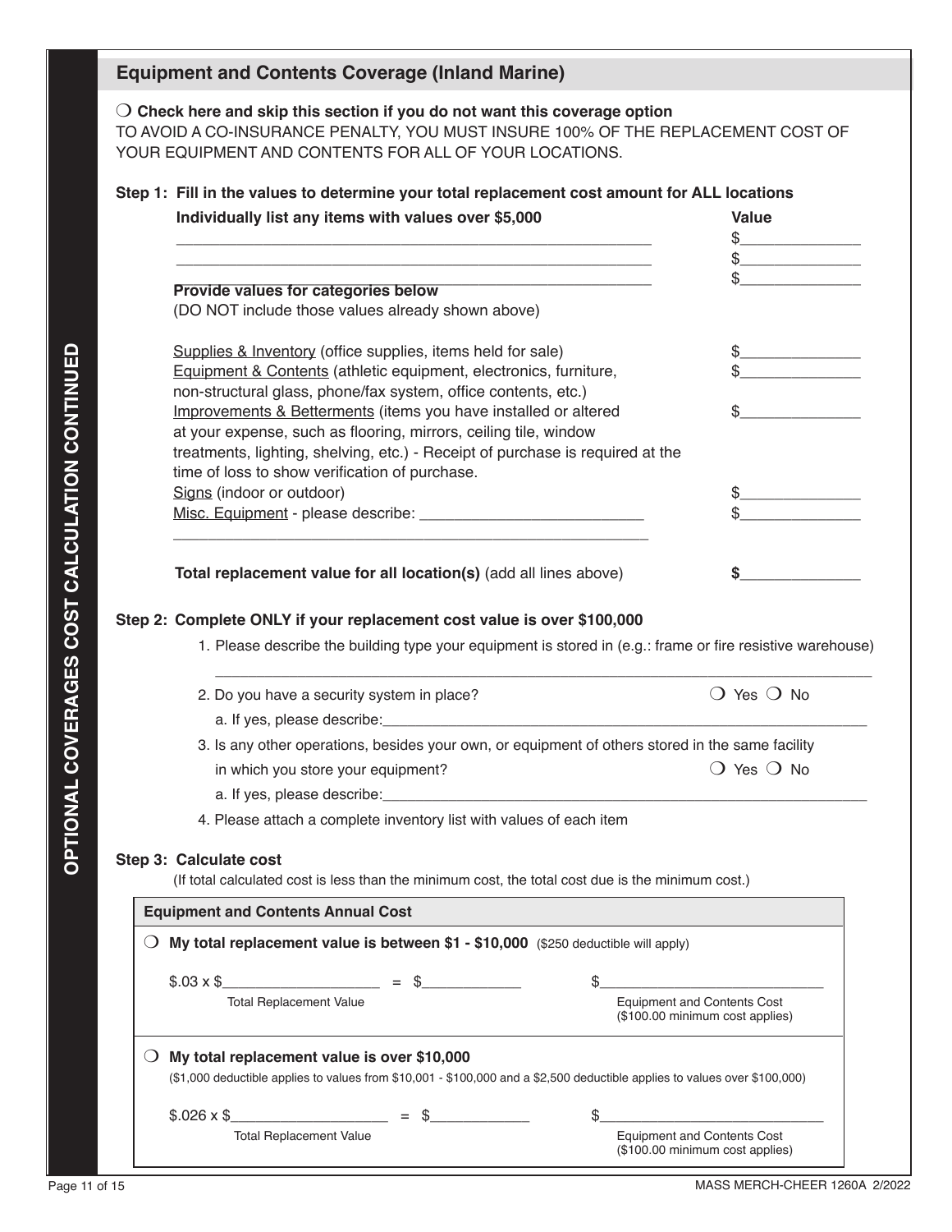## Equipment and Contents Coverage (Inland Marine)

❍ **Check here and skip this section if you do not want this coverage option**
TO AVOID A CO-INSURANCE PENALTY, YOU MUST INSURE 100% OF THE REPLACEMENT COST OF YOUR EQUIPMENT AND CONTENTS FOR ALL OF YOUR LOCATIONS.

**Step 1: Fill in the values to determine your total replacement cost amount for ALL locations**

| **Individually list any items with values over $5,000** | **Value** |
|---|---|
| ______________________________________________ | $____________ |
| ______________________________________________ | $____________ |
| ______________________________________________ | $____________ |

**Provide values for categories below**
(DO NOT include those values already shown above)

| | |
|---|---|
| Supplies & Inventory (office supplies, items held for sale) | $____________ |
| Equipment & Contents (athletic equipment, electronics, furniture, non-structural glass, phone/fax system, office contents, etc.) | $____________ |
| Improvements & Betterments (items you have installed or altered at your expense, such as flooring, mirrors, ceiling tile, window treatments, lighting, shelving, etc.) - Receipt of purchase is required at the time of loss to show verification of purchase. | $____________ |
| Signs (indoor or outdoor) | $____________ |
| Misc. Equipment - please describe: ______________________ ______________________________________________ | $____________ |
| **Total replacement value for all location(s)** (add all lines above) | **$**____________ |

**Step 2: Complete ONLY if your replacement cost value is over $100,000**

1. Please describe the building type your equipment is stored in (e.g.: frame or fire resistive warehouse)
   ______________________________________________________________________
2. Do you have a security system in place? ❍ Yes ❍ No
   a. If yes, please describe:______________________________________________
3. Is any other operations, besides your own, or equipment of others stored in the same facility in which you store your equipment? ❍ Yes ❍ No
   a. If yes, please describe:______________________________________________
4. Please attach a complete inventory list with values of each item

**Step 3: Calculate cost**
(If total calculated cost is less than the minimum cost, the total cost due is the minimum cost.)

| **Equipment and Contents Annual Cost** |
|---|
| ❍ **My total replacement value is between $1 - $10,000** ($250 deductible will apply) |
| $.03 x $______________ = $__________ &nbsp;&nbsp;&nbsp; $______________________ |
| Total Replacement Value &nbsp;&nbsp;&nbsp; Equipment and Contents Cost ($100.00 minimum cost applies) |
| ❍ **My total replacement value is over $10,000** |
| ($1,000 deductible applies to values from $10,001 - $100,000 and a $2,500 deductible applies to values over $100,000) |
| $.026 x $______________ = $__________ &nbsp;&nbsp;&nbsp; $______________________ |
| Total Replacement Value &nbsp;&nbsp;&nbsp; Equipment and Contents Cost ($100.00 minimum cost applies) |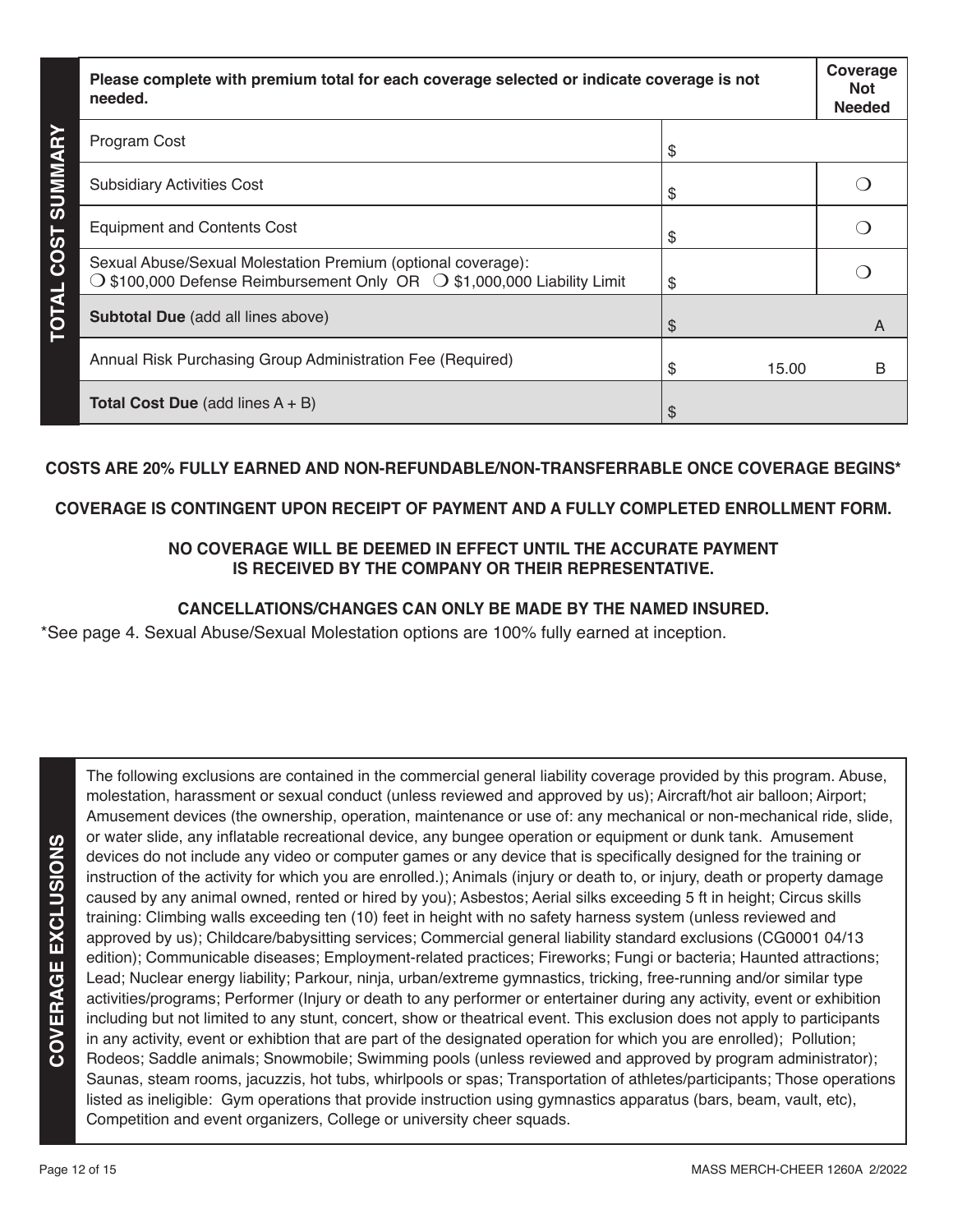## TOTAL COST SUMMARY

| Please complete with premium total for each coverage selected or indicate coverage is not needed. | | Coverage Not Needed |
|---|---|---|
| Program Cost | $ | |
| Subsidiary Activities Cost | $ | ❍ |
| Equipment and Contents Cost | $ | ❍ |
| Sexual Abuse/Sexual Molestation Premium (optional coverage): ❍ $100,000 Defense Reimbursement Only OR ❍ $1,000,000 Liability Limit | $ | ❍ |
| **Subtotal Due** (add all lines above) | $ | A |
| Annual Risk Purchasing Group Administration Fee (Required) | $ 15.00 | B |
| **Total Cost Due** (add lines A + B) | $ | |

**COSTS ARE 20% FULLY EARNED AND NON-REFUNDABLE/NON-TRANSFERRABLE ONCE COVERAGE BEGINS***

**COVERAGE IS CONTINGENT UPON RECEIPT OF PAYMENT AND A FULLY COMPLETED ENROLLMENT FORM.**

**NO COVERAGE WILL BE DEEMED IN EFFECT UNTIL THE ACCURATE PAYMENT IS RECEIVED BY THE COMPANY OR THEIR REPRESENTATIVE.**

**CANCELLATIONS/CHANGES CAN ONLY BE MADE BY THE NAMED INSURED.**

*See page 4. Sexual Abuse/Sexual Molestation options are 100% fully earned at inception.

## COVERAGE EXCLUSIONS

The following exclusions are contained in the commercial general liability coverage provided by this program. Abuse, molestation, harassment or sexual conduct (unless reviewed and approved by us); Aircraft/hot air balloon; Airport; Amusement devices (the ownership, operation, maintenance or use of: any mechanical or non-mechanical ride, slide, or water slide, any inflatable recreational device, any bungee operation or equipment or dunk tank. Amusement devices do not include any video or computer games or any device that is specifically designed for the training or instruction of the activity for which you are enrolled.); Animals (injury or death to, or injury, death or property damage caused by any animal owned, rented or hired by you); Asbestos; Aerial silks exceeding 5 ft in height; Circus skills training: Climbing walls exceeding ten (10) feet in height with no safety harness system (unless reviewed and approved by us); Childcare/babysitting services; Commercial general liability standard exclusions (CG0001 04/13 edition); Communicable diseases; Employment-related practices; Fireworks; Fungi or bacteria; Haunted attractions; Lead; Nuclear energy liability; Parkour, ninja, urban/extreme gymnastics, tricking, free-running and/or similar type activities/programs; Performer (Injury or death to any performer or entertainer during any activity, event or exhibition including but not limited to any stunt, concert, show or theatrical event. This exclusion does not apply to participants in any activity, event or exhibtion that are part of the designated operation for which you are enrolled); Pollution; Rodeos; Saddle animals; Snowmobile; Swimming pools (unless reviewed and approved by program administrator); Saunas, steam rooms, jacuzzis, hot tubs, whirlpools or spas; Transportation of athletes/participants; Those operations listed as ineligible: Gym operations that provide instruction using gymnastics apparatus (bars, beam, vault, etc), Competition and event organizers, College or university cheer squads.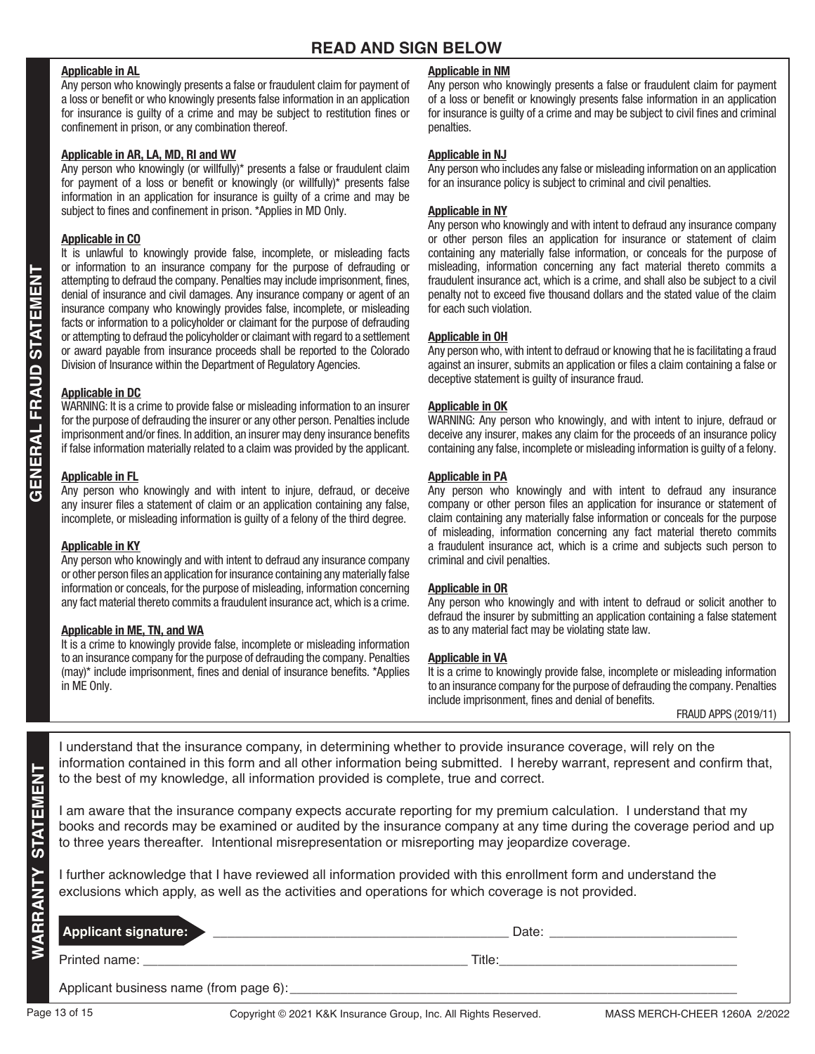# READ AND SIGN BELOW

## GENERAL FRAUD STATEMENT

**Applicable in AL**

Any person who knowingly presents a false or fraudulent claim for payment of a loss or benefit or who knowingly presents false information in an application for insurance is guilty of a crime and may be subject to restitution fines or confinement in prison, or any combination thereof.

**Applicable in AR, LA, MD, RI and WV**

Any person who knowingly (or willfully)* presents a false or fraudulent claim for payment of a loss or benefit or knowingly (or willfully)* presents false information in an application for insurance is guilty of a crime and may be subject to fines and confinement in prison. *Applies in MD Only.

**Applicable in CO**

It is unlawful to knowingly provide false, incomplete, or misleading facts or information to an insurance company for the purpose of defrauding or attempting to defraud the company. Penalties may include imprisonment, fines, denial of insurance and civil damages. Any insurance company or agent of an insurance company who knowingly provides false, incomplete, or misleading facts or information to a policyholder or claimant for the purpose of defrauding or attempting to defraud the policyholder or claimant with regard to a settlement or award payable from insurance proceeds shall be reported to the Colorado Division of Insurance within the Department of Regulatory Agencies.

**Applicable in DC**

WARNING: It is a crime to provide false or misleading information to an insurer for the purpose of defrauding the insurer or any other person. Penalties include imprisonment and/or fines. In addition, an insurer may deny insurance benefits if false information materially related to a claim was provided by the applicant.

**Applicable in FL**

Any person who knowingly and with intent to injure, defraud, or deceive any insurer files a statement of claim or an application containing any false, incomplete, or misleading information is guilty of a felony of the third degree.

**Applicable in KY**

Any person who knowingly and with intent to defraud any insurance company or other person files an application for insurance containing any materially false information or conceals, for the purpose of misleading, information concerning any fact material thereto commits a fraudulent insurance act, which is a crime.

**Applicable in ME, TN, and WA**

It is a crime to knowingly provide false, incomplete or misleading information to an insurance company for the purpose of defrauding the company. Penalties (may)* include imprisonment, fines and denial of insurance benefits. *Applies in ME Only.

**Applicable in NM**

Any person who knowingly presents a false or fraudulent claim for payment of a loss or benefit or knowingly presents false information in an application for insurance is guilty of a crime and may be subject to civil fines and criminal penalties.

**Applicable in NJ**

Any person who includes any false or misleading information on an application for an insurance policy is subject to criminal and civil penalties.

**Applicable in NY**

Any person who knowingly and with intent to defraud any insurance company or other person files an application for insurance or statement of claim containing any materially false information, or conceals for the purpose of misleading, information concerning any fact material thereto commits a fraudulent insurance act, which is a crime, and shall also be subject to a civil penalty not to exceed five thousand dollars and the stated value of the claim for each such violation.

**Applicable in OH**

Any person who, with intent to defraud or knowing that he is facilitating a fraud against an insurer, submits an application or files a claim containing a false or deceptive statement is guilty of insurance fraud.

**Applicable in OK**

WARNING: Any person who knowingly, and with intent to injure, defraud or deceive any insurer, makes any claim for the proceeds of an insurance policy containing any false, incomplete or misleading information is guilty of a felony.

**Applicable in PA**

Any person who knowingly and with intent to defraud any insurance company or other person files an application for insurance or statement of claim containing any materially false information or conceals for the purpose of misleading, information concerning any fact material thereto commits a fraudulent insurance act, which is a crime and subjects such person to criminal and civil penalties.

**Applicable in OR**

Any person who knowingly and with intent to defraud or solicit another to defraud the insurer by submitting an application containing a false statement as to any material fact may be violating state law.

**Applicable in VA**

It is a crime to knowingly provide false, incomplete or misleading information to an insurance company for the purpose of defrauding the company. Penalties include imprisonment, fines and denial of benefits.

FRAUD APPS (2019/11)

## WARRANTY STATEMENT

I understand that the insurance company, in determining whether to provide insurance coverage, will rely on the information contained in this form and all other information being submitted. I hereby warrant, represent and confirm that, to the best of my knowledge, all information provided is complete, true and correct.

I am aware that the insurance company expects accurate reporting for my premium calculation. I understand that my books and records may be examined or audited by the insurance company at any time during the coverage period and up to three years thereafter. Intentional misrepresentation or misreporting may jeopardize coverage.

I further acknowledge that I have reviewed all information provided with this enrollment form and understand the exclusions which apply, as well as the activities and operations for which coverage is not provided.

**Applicant signature:** ________________________________________ Date: _________________________

Printed name: ____________________________________________ Title: _________________________________

Applicant business name (from page 6): ____________________________________________________________

Copyright © 2021 K&K Insurance Group, Inc. All Rights Reserved. MASS MERCH-CHEER 1260A 2/2022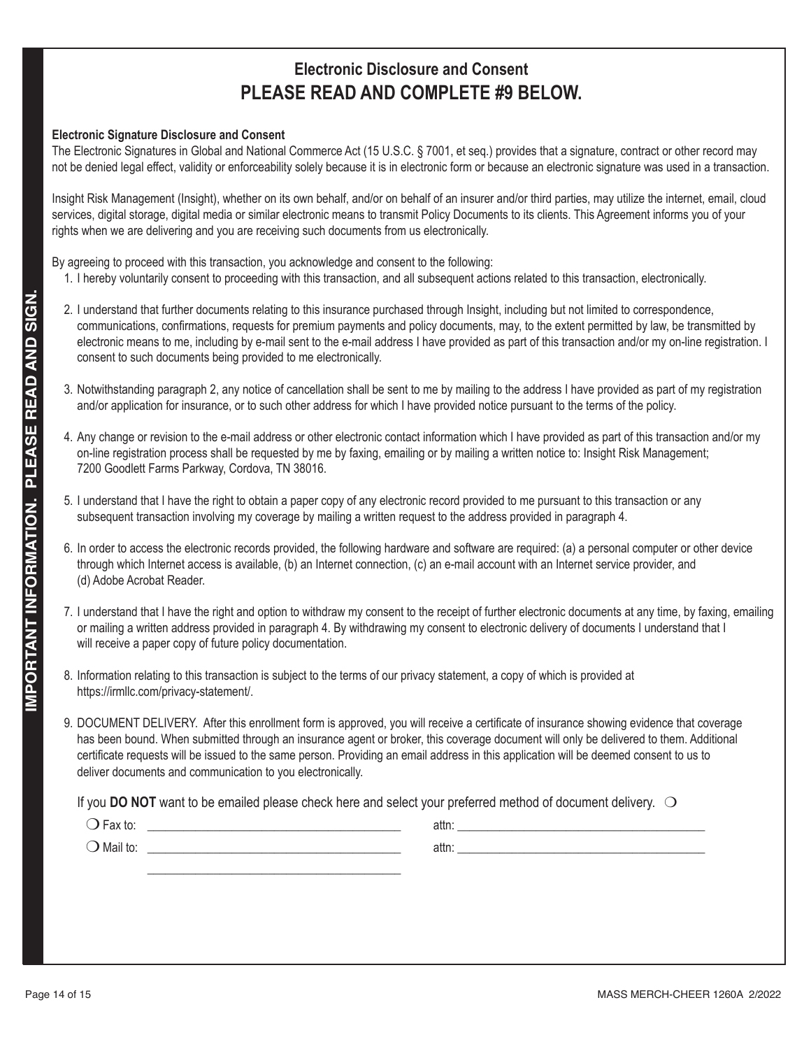IMPORTANT INFORMATION. PLEASE READ AND SIGN.

## Electronic Disclosure and Consent

## PLEASE READ AND COMPLETE #9 BELOW.

**Electronic Signature Disclosure and Consent**

The Electronic Signatures in Global and National Commerce Act (15 U.S.C. § 7001, et seq.) provides that a signature, contract or other record may not be denied legal effect, validity or enforceability solely because it is in electronic form or because an electronic signature was used in a transaction.

Insight Risk Management (Insight), whether on its own behalf, and/or on behalf of an insurer and/or third parties, may utilize the internet, email, cloud services, digital storage, digital media or similar electronic means to transmit Policy Documents to its clients. This Agreement informs you of your rights when we are delivering and you are receiving such documents from us electronically.

By agreeing to proceed with this transaction, you acknowledge and consent to the following:

1. I hereby voluntarily consent to proceeding with this transaction, and all subsequent actions related to this transaction, electronically.
2. I understand that further documents relating to this insurance purchased through Insight, including but not limited to correspondence, communications, confirmations, requests for premium payments and policy documents, may, to the extent permitted by law, be transmitted by electronic means to me, including by e-mail sent to the e-mail address I have provided as part of this transaction and/or my on-line registration. I consent to such documents being provided to me electronically.
3. Notwithstanding paragraph 2, any notice of cancellation shall be sent to me by mailing to the address I have provided as part of my registration and/or application for insurance, or to such other address for which I have provided notice pursuant to the terms of the policy.
4. Any change or revision to the e-mail address or other electronic contact information which I have provided as part of this transaction and/or my on-line registration process shall be requested by me by faxing, emailing or by mailing a written notice to: Insight Risk Management; 7200 Goodlett Farms Parkway, Cordova, TN 38016.
5. I understand that I have the right to obtain a paper copy of any electronic record provided to me pursuant to this transaction or any subsequent transaction involving my coverage by mailing a written request to the address provided in paragraph 4.
6. In order to access the electronic records provided, the following hardware and software are required: (a) a personal computer or other device through which Internet access is available, (b) an Internet connection, (c) an e-mail account with an Internet service provider, and (d) Adobe Acrobat Reader.
7. I understand that I have the right and option to withdraw my consent to the receipt of further electronic documents at any time, by faxing, emailing or mailing a written address provided in paragraph 4. By withdrawing my consent to electronic delivery of documents I understand that I will receive a paper copy of future policy documentation.
8. Information relating to this transaction is subject to the terms of our privacy statement, a copy of which is provided at https://irmllc.com/privacy-statement/.
9. DOCUMENT DELIVERY. After this enrollment form is approved, you will receive a certificate of insurance showing evidence that coverage has been bound. When submitted through an insurance agent or broker, this coverage document will only be delivered to them. Additional certificate requests will be issued to the same person. Providing an email address in this application will be deemed consent to us to deliver documents and communication to you electronically.

If you **DO NOT** want to be emailed please check here and select your preferred method of document delivery. ❍

❍ Fax to: ______________________________ attn: ______________________________

❍ Mail to: ______________________________ attn: ______________________________

______________________________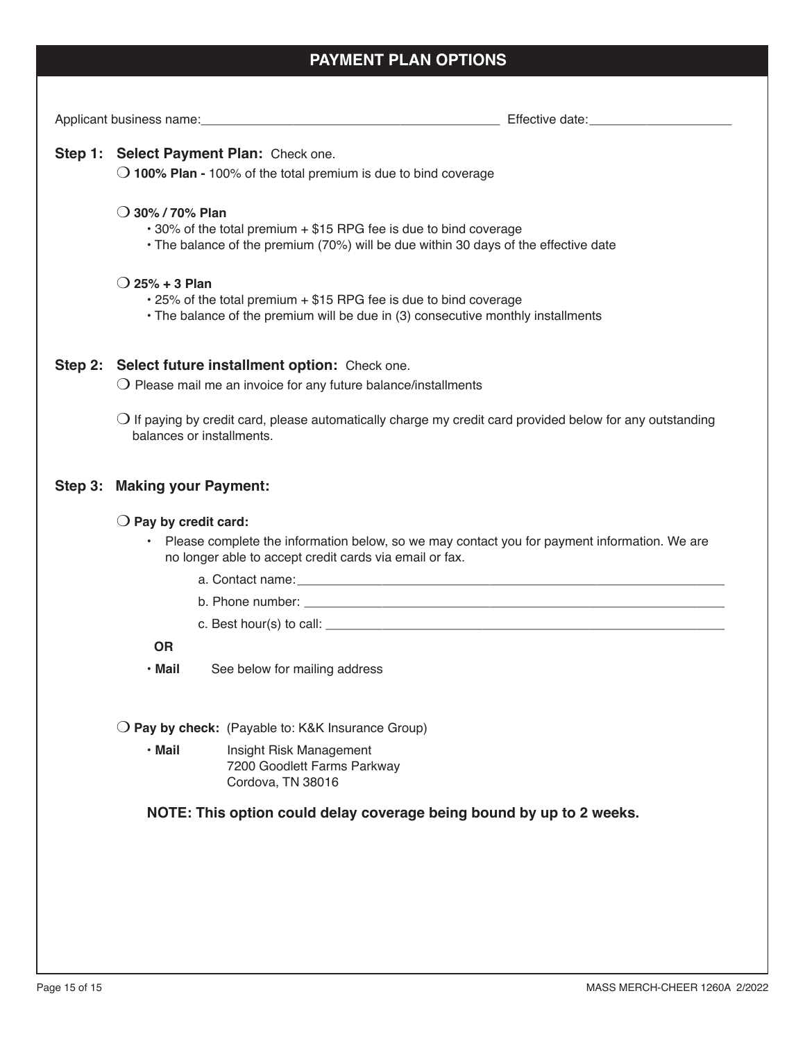# PAYMENT PLAN OPTIONS

Applicant business name:\_\_\_\_\_\_\_\_\_\_\_\_\_\_\_\_\_\_\_\_\_\_\_\_\_\_\_\_\_\_\_\_\_\_\_\_\_\_\_\_ Effective date:\_\_\_\_\_\_\_\_\_\_\_\_\_\_\_\_\_\_\_\_

**Step 1: Select Payment Plan:** Check one.

❍ **100% Plan -** 100% of the total premium is due to bind coverage

❍ **30% / 70% Plan**
- 30% of the total premium + $15 RPG fee is due to bind coverage
- The balance of the premium (70%) will be due within 30 days of the effective date

❍ **25% + 3 Plan**
- 25% of the total premium + $15 RPG fee is due to bind coverage
- The balance of the premium will be due in (3) consecutive monthly installments

**Step 2: Select future installment option:** Check one.

❍ Please mail me an invoice for any future balance/installments

❍ If paying by credit card, please automatically charge my credit card provided below for any outstanding balances or installments.

**Step 3: Making your Payment:**

❍ **Pay by credit card:**
- Please complete the information below, so we may contact you for payment information. We are no longer able to accept credit cards via email or fax.
  - a. Contact name:\_\_\_\_\_\_\_\_\_\_\_\_\_\_\_\_\_\_\_\_\_\_\_\_\_\_\_\_\_\_\_\_\_\_\_\_\_\_\_\_\_\_\_\_\_\_\_\_\_\_\_\_\_\_\_\_
  - b. Phone number: \_\_\_\_\_\_\_\_\_\_\_\_\_\_\_\_\_\_\_\_\_\_\_\_\_\_\_\_\_\_\_\_\_\_\_\_\_\_\_\_\_\_\_\_\_\_\_\_\_\_\_\_\_\_\_\_
  - c. Best hour(s) to call: \_\_\_\_\_\_\_\_\_\_\_\_\_\_\_\_\_\_\_\_\_\_\_\_\_\_\_\_\_\_\_\_\_\_\_\_\_\_\_\_\_\_\_\_\_\_\_\_\_\_\_\_\_\_\_\_

**OR**

- **Mail** See below for mailing address

❍ **Pay by check:** (Payable to: K&K Insurance Group)

- **Mail** Insight Risk Management
  7200 Goodlett Farms Parkway
  Cordova, TN 38016

**NOTE: This option could delay coverage being bound by up to 2 weeks.**

MASS MERCH-CHEER 1260A 2/2022